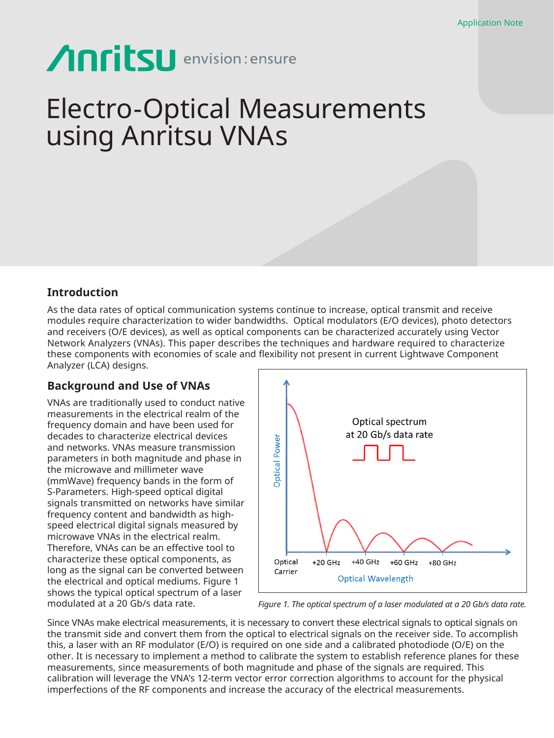# Electro-Optical Measurements using Anritsu VNAs

## Introduction

As the data rates of optical communication systems continue to increase, optical transmit and receive modules require characterization to wider bandwidths. Optical modulators (E/O devices), photo detectors and receivers (O/E devices), as well as optical components can be characterized accurately using Vector Network Analyzers (VNAs). This paper describes the techniques and hardware required to characterize these components with economies of scale and flexibility not present in current Lightwave Component Analyzer (LCA) designs.

## Background and Use of VNAs

VNAs are traditionally used to conduct native measurements in the electrical realm of the frequency domain and have been used for decades to characterize electrical devices and networks. VNAs measure transmission parameters in both magnitude and phase in the microwave and millimeter wave (mmWave) frequency bands in the form of S-Parameters. High-speed optical digital signals transmitted on networks have similar frequency content and bandwidth as high-speed electrical digital signals measured by microwave VNAs in the electrical realm. Therefore, VNAs can be an effective tool to characterize these optical components, as long as the signal can be converted between the electrical and optical mediums. Figure 1 shows the typical optical spectrum of a laser modulated at a 20 Gb/s data rate.

*Figure 1. The optical spectrum of a laser modulated at a 20 Gb/s data rate.*

Since VNAs make electrical measurements, it is necessary to convert these electrical signals to optical signals on the transmit side and convert them from the optical to electrical signals on the receiver side. To accomplish this, a laser with an RF modulator (E/O) is required on one side and a calibrated photodiode (O/E) on the other. It is necessary to implement a method to calibrate the system to establish reference planes for these measurements, since measurements of both magnitude and phase of the signals are required. This calibration will leverage the VNA's 12-term vector error correction algorithms to account for the physical imperfections of the RF components and increase the accuracy of the electrical measurements.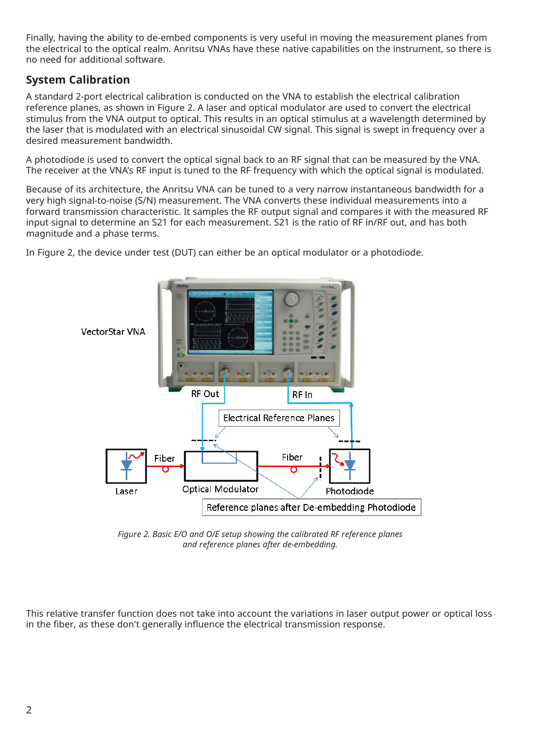Finally, having the ability to de-embed components is very useful in moving the measurement planes from the electrical to the optical realm. Anritsu VNAs have these native capabilities on the instrument, so there is no need for additional software.

## System Calibration

A standard 2-port electrical calibration is conducted on the VNA to establish the electrical calibration reference planes, as shown in Figure 2. A laser and optical modulator are used to convert the electrical stimulus from the VNA output to optical. This results in an optical stimulus at a wavelength determined by the laser that is modulated with an electrical sinusoidal CW signal. This signal is swept in frequency over a desired measurement bandwidth.

A photodiode is used to convert the optical signal back to an RF signal that can be measured by the VNA. The receiver at the VNA's RF input is tuned to the RF frequency with which the optical signal is modulated.

Because of its architecture, the Anritsu VNA can be tuned to a very narrow instantaneous bandwidth for a very high signal-to-noise (S/N) measurement. The VNA converts these individual measurements into a forward transmission characteristic. It samples the RF output signal and compares it with the measured RF input signal to determine an S21 for each measurement. S21 is the ratio of RF in/RF out, and has both magnitude and a phase terms.

In Figure 2, the device under test (DUT) can either be an optical modulator or a photodiode.

*Figure 2. Basic E/O and O/E setup showing the calibrated RF reference planes and reference planes after de-embedding.*

This relative transfer function does not take into account the variations in laser output power or optical loss in the fiber, as these don't generally influence the electrical transmission response.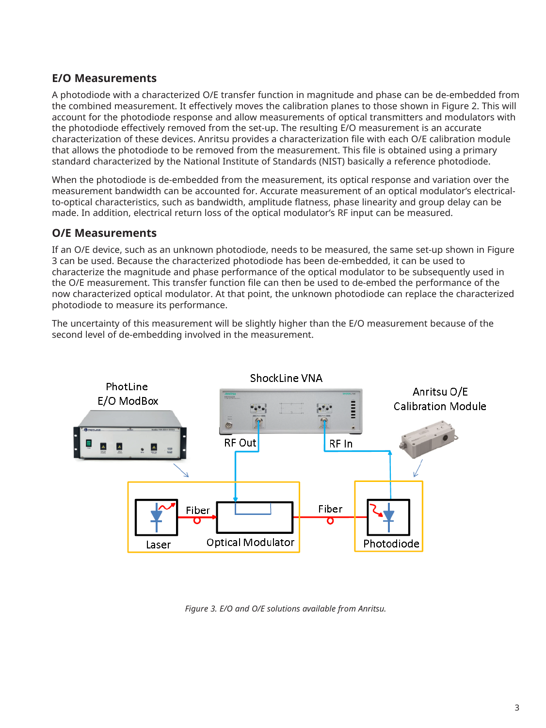## E/O Measurements

A photodiode with a characterized O/E transfer function in magnitude and phase can be de-embedded from the combined measurement. It effectively moves the calibration planes to those shown in Figure 2. This will account for the photodiode response and allow measurements of optical transmitters and modulators with the photodiode effectively removed from the set-up. The resulting E/O measurement is an accurate characterization of these devices. Anritsu provides a characterization file with each O/E calibration module that allows the photodiode to be removed from the measurement. This file is obtained using a primary standard characterized by the National Institute of Standards (NIST) basically a reference photodiode.

When the photodiode is de-embedded from the measurement, its optical response and variation over the measurement bandwidth can be accounted for. Accurate measurement of an optical modulator's electrical-to-optical characteristics, such as bandwidth, amplitude flatness, phase linearity and group delay can be made. In addition, electrical return loss of the optical modulator's RF input can be measured.

## O/E Measurements

If an O/E device, such as an unknown photodiode, needs to be measured, the same set-up shown in Figure 3 can be used. Because the characterized photodiode has been de-embedded, it can be used to characterize the magnitude and phase performance of the optical modulator to be subsequently used in the O/E measurement. This transfer function file can then be used to de-embed the performance of the now characterized optical modulator. At that point, the unknown photodiode can replace the characterized photodiode to measure its performance.

The uncertainty of this measurement will be slightly higher than the E/O measurement because of the second level of de-embedding involved in the measurement.

*Figure 3. E/O and O/E solutions available from Anritsu.*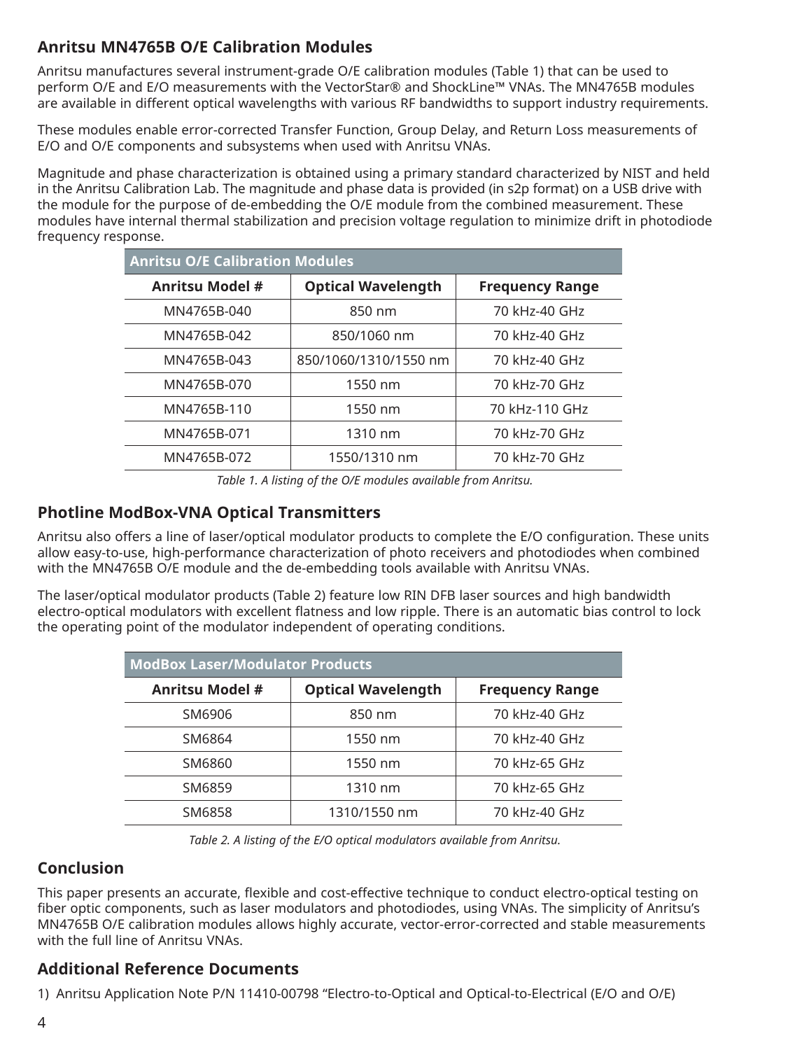## Anritsu MN4765B O/E Calibration Modules

Anritsu manufactures several instrument-grade O/E calibration modules (Table 1) that can be used to perform O/E and E/O measurements with the VectorStar® and ShockLine™ VNAs. The MN4765B modules are available in different optical wavelengths with various RF bandwidths to support industry requirements.

These modules enable error-corrected Transfer Function, Group Delay, and Return Loss measurements of E/O and O/E components and subsystems when used with Anritsu VNAs.

Magnitude and phase characterization is obtained using a primary standard characterized by NIST and held in the Anritsu Calibration Lab. The magnitude and phase data is provided (in s2p format) on a USB drive with the module for the purpose of de-embedding the O/E module from the combined measurement. These modules have internal thermal stabilization and precision voltage regulation to minimize drift in photodiode frequency response.

| Anritsu O/E Calibration Modules | | |
|---|---|---|
| **Anritsu Model #** | **Optical Wavelength** | **Frequency Range** |
| MN4765B-040 | 850 nm | 70 kHz-40 GHz |
| MN4765B-042 | 850/1060 nm | 70 kHz-40 GHz |
| MN4765B-043 | 850/1060/1310/1550 nm | 70 kHz-40 GHz |
| MN4765B-070 | 1550 nm | 70 kHz-70 GHz |
| MN4765B-110 | 1550 nm | 70 kHz-110 GHz |
| MN4765B-071 | 1310 nm | 70 kHz-70 GHz |
| MN4765B-072 | 1550/1310 nm | 70 kHz-70 GHz |

*Table 1. A listing of the O/E modules available from Anritsu.*

## Photline ModBox-VNA Optical Transmitters

Anritsu also offers a line of laser/optical modulator products to complete the E/O configuration. These units allow easy-to-use, high-performance characterization of photo receivers and photodiodes when combined with the MN4765B O/E module and the de-embedding tools available with Anritsu VNAs.

The laser/optical modulator products (Table 2) feature low RIN DFB laser sources and high bandwidth electro-optical modulators with excellent flatness and low ripple. There is an automatic bias control to lock the operating point of the modulator independent of operating conditions.

| ModBox Laser/Modulator Products | | |
|---|---|---|
| **Anritsu Model #** | **Optical Wavelength** | **Frequency Range** |
| SM6906 | 850 nm | 70 kHz-40 GHz |
| SM6864 | 1550 nm | 70 kHz-40 GHz |
| SM6860 | 1550 nm | 70 kHz-65 GHz |
| SM6859 | 1310 nm | 70 kHz-65 GHz |
| SM6858 | 1310/1550 nm | 70 kHz-40 GHz |

*Table 2. A listing of the E/O optical modulators available from Anritsu.*

## Conclusion

This paper presents an accurate, flexible and cost-effective technique to conduct electro-optical testing on fiber optic components, such as laser modulators and photodiodes, using VNAs. The simplicity of Anritsu's MN4765B O/E calibration modules allows highly accurate, vector-error-corrected and stable measurements with the full line of Anritsu VNAs.

## Additional Reference Documents

1) Anritsu Application Note P/N 11410-00798 "Electro-to-Optical and Optical-to-Electrical (E/O and O/E)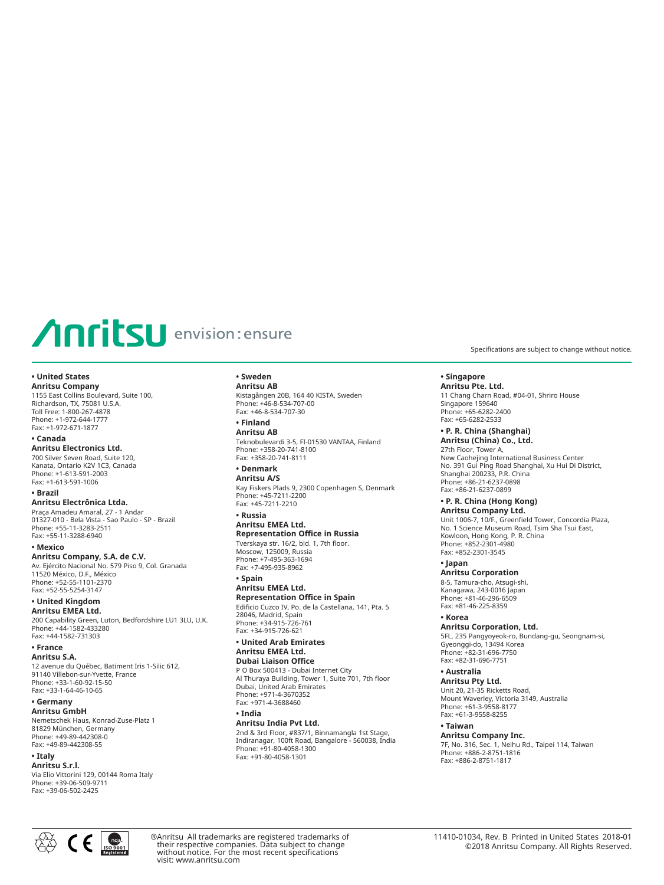Anritsu envision : ensure

Specifications are subject to change without notice.

**• United States**
**Anritsu Company**
1155 East Collins Boulevard, Suite 100,
Richardson, TX, 75081 U.S.A.
Toll Free: 1-800-267-4878
Phone: +1-972-644-1777
Fax: +1-972-671-1877

**• Canada**
**Anritsu Electronics Ltd.**
700 Silver Seven Road, Suite 120,
Kanata, Ontario K2V 1C3, Canada
Phone: +1-613-591-2003
Fax: +1-613-591-1006

**• Brazil**
**Anritsu Electrônica Ltda.**
Praça Amadeu Amaral, 27 - 1 Andar
01327-010 - Bela Vista - Sao Paulo - SP - Brazil
Phone: +55-11-3283-2511
Fax: +55-11-3288-6940

**• Mexico**
**Anritsu Company, S.A. de C.V.**
Av. Ejército Nacional No. 579 Piso 9, Col. Granada
11520 México, D.F., México
Phone: +52-55-1101-2370
Fax: +52-55-5254-3147

**• United Kingdom**
**Anritsu EMEA Ltd.**
200 Capability Green, Luton, Bedfordshire LU1 3LU, U.K.
Phone: +44-1582-433280
Fax: +44-1582-731303

**• France**
**Anritsu S.A.**
12 avenue du Québec, Batiment Iris 1-Silic 612,
91140 Villebon-sur-Yvette, France
Phone: +33-1-60-92-15-50
Fax: +33-1-64-46-10-65

**• Germany**
**Anritsu GmbH**
Nemetschek Haus, Konrad-Zuse-Platz 1
81829 München, Germany
Phone: +49-89-442308-0
Fax: +49-89-442308-55

**• Italy**
**Anritsu S.r.l.**
Via Elio Vittorini 129, 00144 Roma Italy
Phone: +39-06-509-9711
Fax: +39-06-502-2425

**• Sweden**
**Anritsu AB**
Kistagången 20B, 164 40 KISTA, Sweden
Phone: +46-8-534-707-00
Fax: +46-8-534-707-30

**• Finland**
**Anritsu AB**
Teknobulevardi 3-5, FI-01530 VANTAA, Finland
Phone: +358-20-741-8100
Fax: +358-20-741-8111

**• Denmark**
**Anritsu A/S**
Kay Fiskers Plads 9, 2300 Copenhagen S, Denmark
Phone: +45-7211-2200
Fax: +45-7211-2210

**• Russia**
**Anritsu EMEA Ltd.**
**Representation Office in Russia**
Tverskaya str. 16/2, bld. 1, 7th floor.
Moscow, 125009, Russia
Phone: +7-495-363-1694
Fax: +7-495-935-8962

**• Spain**
**Anritsu EMEA Ltd.**
**Representation Office in Spain**
Edificio Cuzco IV, Po. de la Castellana, 141, Pta. 5
28046, Madrid, Spain
Phone: +34-915-726-761
Fax: +34-915-726-621

**• United Arab Emirates**
**Anritsu EMEA Ltd.**
**Dubai Liaison Office**
P O Box 500413 - Dubai Internet City
Al Thuraya Building, Tower 1, Suite 701, 7th floor
Dubai, United Arab Emirates
Phone: +971-4-3670352
Fax: +971-4-3688460

**• India**
**Anritsu India Pvt Ltd.**
2nd & 3rd Floor, #837/1, Binnamangla 1st Stage,
Indiranagar, 100ft Road, Bangalore - 560038, India
Phone: +91-80-4058-1300
Fax: +91-80-4058-1301

**• Singapore**
**Anritsu Pte. Ltd.**
11 Chang Charn Road, #04-01, Shriro House
Singapore 159640
Phone: +65-6282-2400
Fax: +65-6282-2533

**• P. R. China (Shanghai)**
**Anritsu (China) Co., Ltd.**
27th Floor, Tower A,
New Caohejing International Business Center
No. 391 Gui Ping Road Shanghai, Xu Hui Di District,
Shanghai 200233, P.R. China
Phone: +86-21-6237-0898
Fax: +86-21-6237-0899

**• P. R. China (Hong Kong)**
**Anritsu Company Ltd.**
Unit 1006-7, 10/F., Greenfield Tower, Concordia Plaza,
No. 1 Science Museum Road, Tsim Sha Tsui East,
Kowloon, Hong Kong, P. R. China
Phone: +852-2301-4980
Fax: +852-2301-3545

**• Japan**
**Anritsu Corporation**
8-5, Tamura-cho, Atsugi-shi,
Kanagawa, 243-0016 Japan
Phone: +81-46-296-6509
Fax: +81-46-225-8359

**• Korea**
**Anritsu Corporation, Ltd.**
5FL, 235 Pangyoyeok-ro, Bundang-gu, Seongnam-si,
Gyeonggi-do, 13494 Korea
Phone: +82-31-696-7750
Fax: +82-31-696-7751

**• Australia**
**Anritsu Pty Ltd.**
Unit 20, 21-35 Ricketts Road,
Mount Waverley, Victoria 3149, Australia
Phone: +61-3-9558-8177
Fax: +61-3-9558-8255

**• Taiwan**
**Anritsu Company Inc.**
7F, No. 316, Sec. 1, Neihu Rd., Taipei 114, Taiwan
Phone: +886-2-8751-1816
Fax: +886-2-8751-1817

®Anritsu All trademarks are registered trademarks of their respective companies. Data subject to change without notice. For the most recent specifications visit: www.anritsu.com

11410-01034, Rev. B Printed in United States 2018-01
©2018 Anritsu Company. All Rights Reserved.